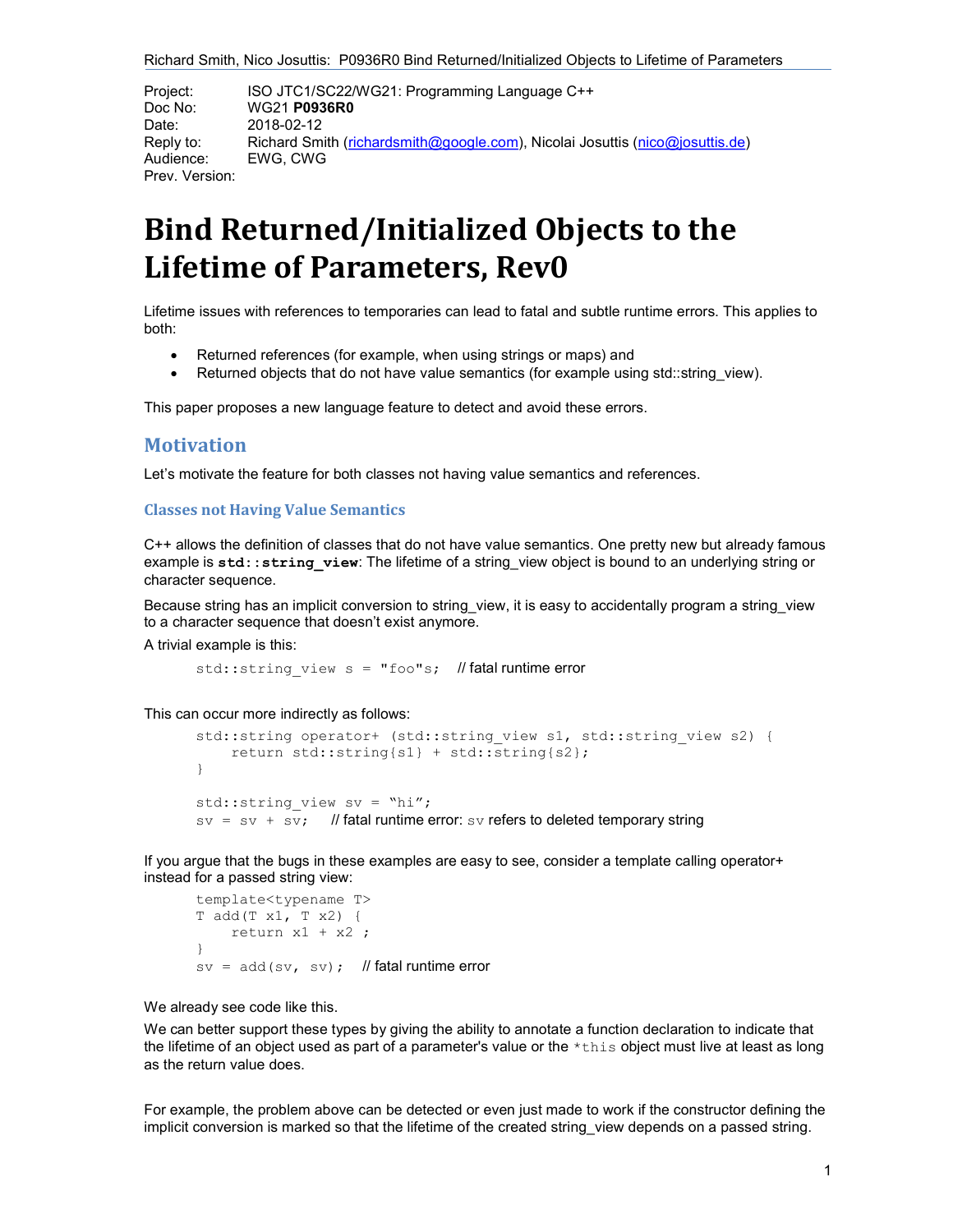Project: ISO JTC1/SC22/WG21: Programming Language C++
Doc No: WG21 **P0936R0**
Date: 2018-02-12
Reply to: Richard Smith (richardsmith@google.com), Nicolai Josuttis (nico@josuttis.de)
Audience: EWG, CWG
Prev. Version:

# Bind Returned/Initialized Objects to the Lifetime of Parameters, Rev0

Lifetime issues with references to temporaries can lead to fatal and subtle runtime errors. This applies to both:

- Returned references (for example, when using strings or maps) and
- Returned objects that do not have value semantics (for example using std::string_view).

This paper proposes a new language feature to detect and avoid these errors.

## Motivation

Let's motivate the feature for both classes not having value semantics and references.

### Classes not Having Value Semantics

C++ allows the definition of classes that do not have value semantics. One pretty new but already famous example is **`std::string_view`**: The lifetime of a string_view object is bound to an underlying string or character sequence.

Because string has an implicit conversion to string_view, it is easy to accidentally program a string_view to a character sequence that doesn't exist anymore.

A trivial example is this:

```
std::string_view s = "foo"s;    // fatal runtime error
```

This can occur more indirectly as follows:

```
std::string operator+ (std::string_view s1, std::string_view s2) {
    return std::string{s1} + std::string{s2};
}

std::string_view sv = "hi";
sv = sv + sv;    // fatal runtime error: sv refers to deleted temporary string
```

If you argue that the bugs in these examples are easy to see, consider a template calling operator+ instead for a passed string view:

```
template<typename T>
T add(T x1, T x2) {
    return x1 + x2 ;
}
sv = add(sv, sv);    // fatal runtime error
```

We already see code like this.

We can better support these types by giving the ability to annotate a function declaration to indicate that the lifetime of an object used as part of a parameter's value or the `*this` object must live at least as long as the return value does.

For example, the problem above can be detected or even just made to work if the constructor defining the implicit conversion is marked so that the lifetime of the created string_view depends on a passed string.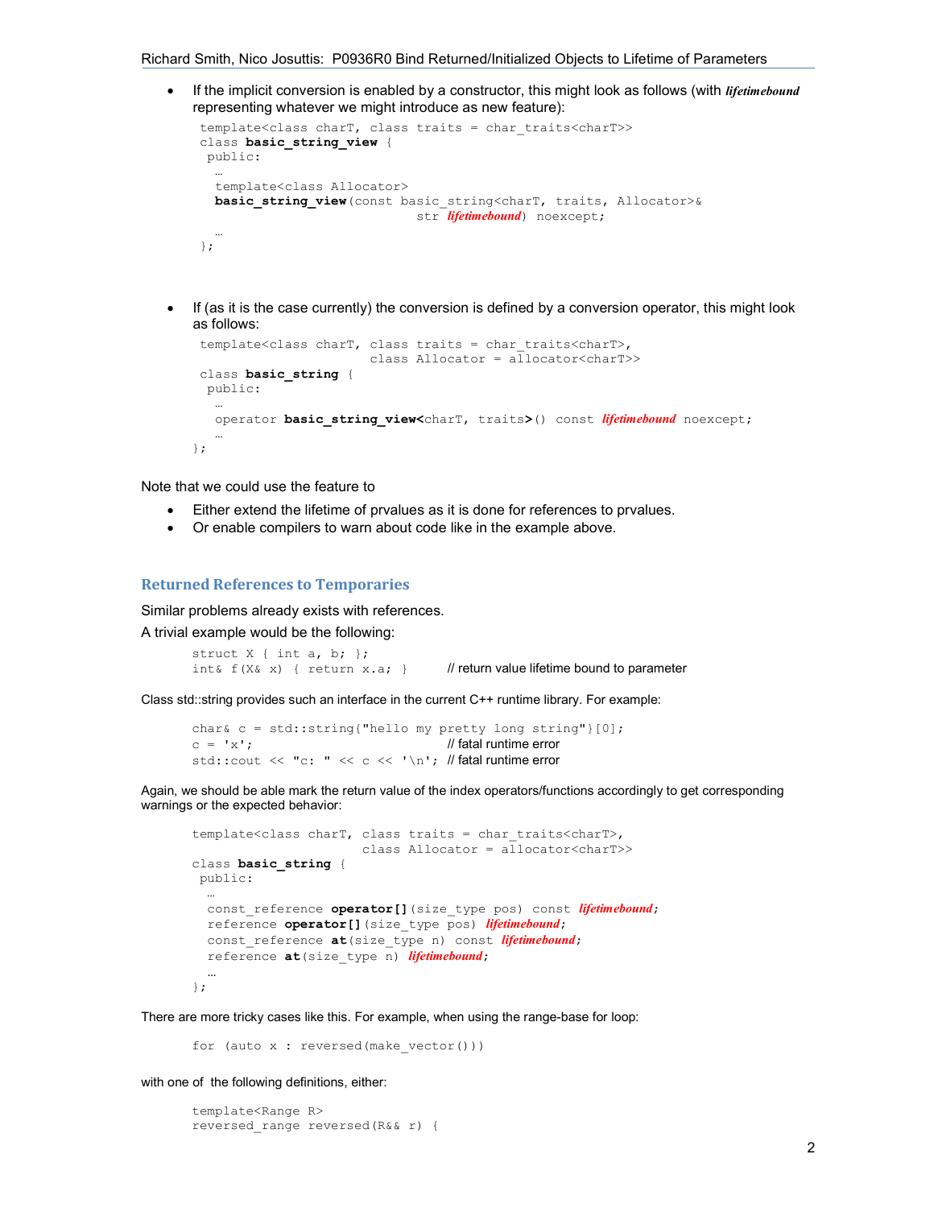- If the implicit conversion is enabled by a constructor, this might look as follows (with *lifetimebound* representing whatever we might introduce as new feature):

```
template<class charT, class traits = char_traits<charT>>
class basic_string_view {
 public:
  …
  template<class Allocator>
  basic_string_view(const basic_string<charT, traits, Allocator>&
                           str lifetimebound) noexcept;
  …
};
```

- If (as it is the case currently) the conversion is defined by a conversion operator, this might look as follows:

```
template<class charT, class traits = char_traits<charT>,
                      class Allocator = allocator<charT>>
class basic_string {
 public:
  …
  operator basic_string_view<charT, traits>() const lifetimebound noexcept;
  …
};
```

Note that we could use the feature to

- Either extend the lifetime of prvalues as it is done for references to prvalues.
- Or enable compilers to warn about code like in the example above.

## Returned References to Temporaries

Similar problems already exists with references.

A trivial example would be the following:

```
struct X { int a, b; };
int& f(X& x) { return x.a; }      // return value lifetime bound to parameter
```

Class std::string provides such an interface in the current C++ runtime library. For example:

```
char& c = std::string{"hello my pretty long string"}[0];
c = 'x';                              // fatal runtime error
std::cout << "c: " << c << '\n';  // fatal runtime error
```

Again, we should be able mark the return value of the index operators/functions accordingly to get corresponding warnings or the expected behavior:

```
template<class charT, class traits = char_traits<charT>,
                      class Allocator = allocator<charT>>
class basic_string {
 public:
  …
  const_reference operator[](size_type pos) const lifetimebound;
  reference operator[](size_type pos) lifetimebound;
  const_reference at(size_type n) const lifetimebound;
  reference at(size_type n) lifetimebound;
  …
};
```

There are more tricky cases like this. For example, when using the range-base for loop:

```
for (auto x : reversed(make_vector()))
```

with one of the following definitions, either:

```
template<Range R>
reversed_range reversed(R&& r) {
```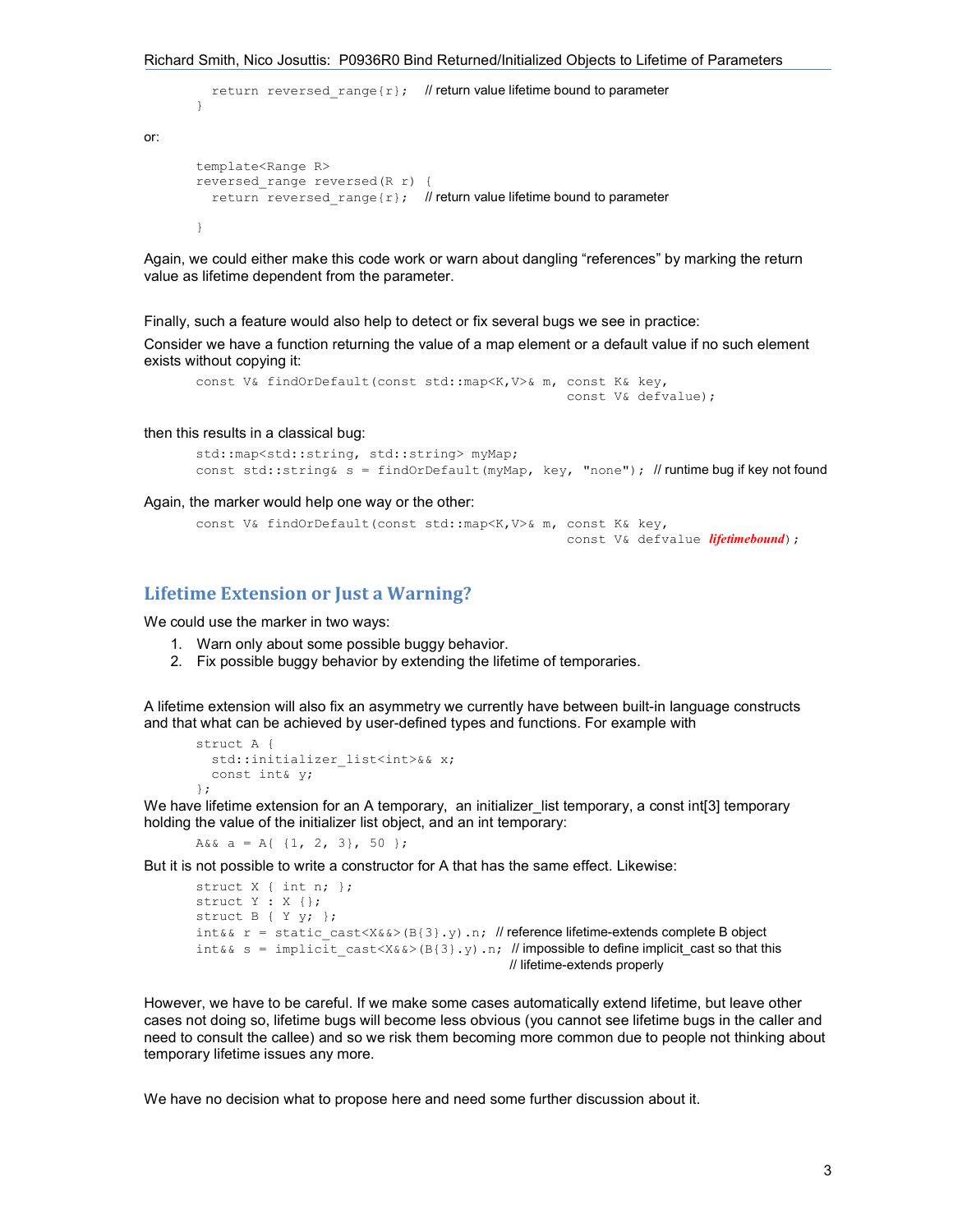```
  return reversed_range{r};   // return value lifetime bound to parameter
}
```

or:

```
template<Range R>
reversed_range reversed(R r) {
  return reversed_range{r};   // return value lifetime bound to parameter

}
```

Again, we could either make this code work or warn about dangling “references” by marking the return value as lifetime dependent from the parameter.

Finally, such a feature would also help to detect or fix several bugs we see in practice:

Consider we have a function returning the value of a map element or a default value if no such element exists without copying it:

```
const V& findOrDefault(const std::map<K,V>& m, const K& key,
                                                const V& defvalue);
```

then this results in a classical bug:

```
std::map<std::string, std::string> myMap;
const std::string& s = findOrDefault(myMap, key, "none"); // runtime bug if key not found
```

Again, the marker would help one way or the other:

```
const V& findOrDefault(const std::map<K,V>& m, const K& key,
                                                const V& defvalue lifetimebound);
```

## Lifetime Extension or Just a Warning?

We could use the marker in two ways:

1. Warn only about some possible buggy behavior.
2. Fix possible buggy behavior by extending the lifetime of temporaries.

A lifetime extension will also fix an asymmetry we currently have between built-in language constructs and that what can be achieved by user-defined types and functions. For example with

```
struct A {
  std::initializer_list<int>&& x;
  const int& y;
};
```

We have lifetime extension for an A temporary, an initializer_list temporary, a const int[3] temporary holding the value of the initializer list object, and an int temporary:

```
A&& a = A{ {1, 2, 3}, 50 };
```

But it is not possible to write a constructor for A that has the same effect. Likewise:

```
struct X { int n; };
struct Y : X {};
struct B { Y y; };
int&& r = static_cast<X&&>(B{3}.y).n; // reference lifetime-extends complete B object
int&& s = implicit_cast<X&&>(B{3}.y).n; // impossible to define implicit_cast so that this
                                        // lifetime-extends properly
```

However, we have to be careful. If we make some cases automatically extend lifetime, but leave other cases not doing so, lifetime bugs will become less obvious (you cannot see lifetime bugs in the caller and need to consult the callee) and so we risk them becoming more common due to people not thinking about temporary lifetime issues any more.

We have no decision what to propose here and need some further discussion about it.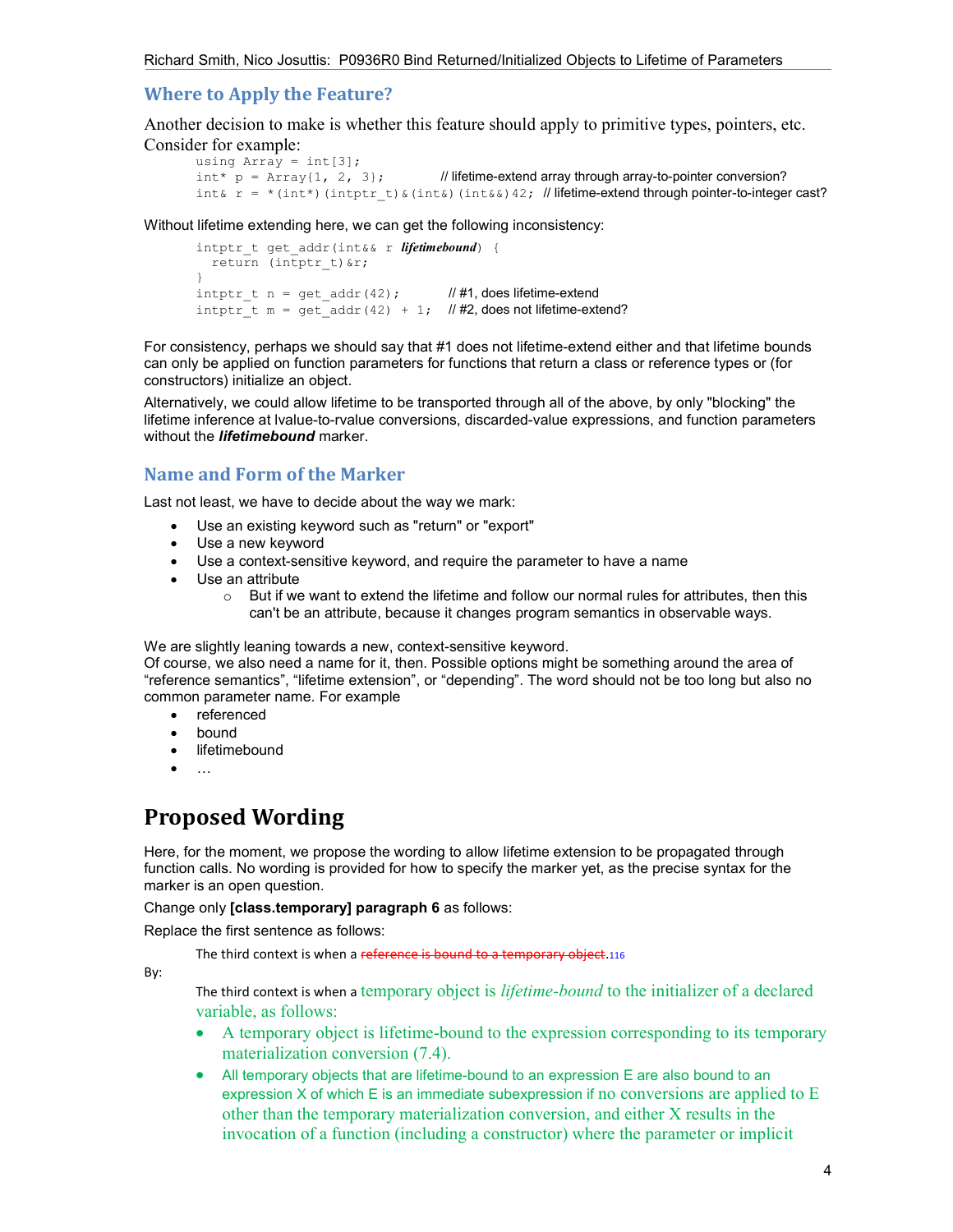## Where to Apply the Feature?

Another decision to make is whether this feature should apply to primitive types, pointers, etc. Consider for example:

```
using Array = int[3];
int* p = Array{1, 2, 3};          // lifetime-extend array through array-to-pointer conversion?
int& r = *(int*)(intptr_t)&(int&)(int&&)42;  // lifetime-extend through pointer-to-integer cast?
```

Without lifetime extending here, we can get the following inconsistency:

```
intptr_t get_addr(int&& r lifetimebound) {
  return (intptr_t)&r;
}
intptr_t n = get_addr(42);        // #1, does lifetime-extend
intptr_t m = get_addr(42) + 1;    // #2, does not lifetime-extend?
```

For consistency, perhaps we should say that #1 does not lifetime-extend either and that lifetime bounds can only be applied on function parameters for functions that return a class or reference types or (for constructors) initialize an object.

Alternatively, we could allow lifetime to be transported through all of the above, by only "blocking" the lifetime inference at lvalue-to-rvalue conversions, discarded-value expressions, and function parameters without the ***lifetimebound*** marker.

## Name and Form of the Marker

Last not least, we have to decide about the way we mark:

- Use an existing keyword such as "return" or "export"
- Use a new keyword
- Use a context-sensitive keyword, and require the parameter to have a name
- Use an attribute
  - But if we want to extend the lifetime and follow our normal rules for attributes, then this can't be an attribute, because it changes program semantics in observable ways.

We are slightly leaning towards a new, context-sensitive keyword.
Of course, we also need a name for it, then. Possible options might be something around the area of "reference semantics", "lifetime extension", or "depending". The word should not be too long but also no common parameter name. For example

- referenced
- bound
- lifetimebound
- …

# Proposed Wording

Here, for the moment, we propose the wording to allow lifetime extension to be propagated through function calls. No wording is provided for how to specify the marker yet, as the precise syntax for the marker is an open question.

Change only **[class.temporary] paragraph 6** as follows:

Replace the first sentence as follows:

> The third context is when a ~~reference is bound to a temporary object~~.116

By:

> The third context is when a temporary object is *lifetime-bound* to the initializer of a declared variable, as follows:
>
> - A temporary object is lifetime-bound to the expression corresponding to its temporary materialization conversion (7.4).
> - All temporary objects that are lifetime-bound to an expression E are also bound to an expression X of which E is an immediate subexpression if no conversions are applied to E other than the temporary materialization conversion, and either X results in the invocation of a function (including a constructor) where the parameter or implicit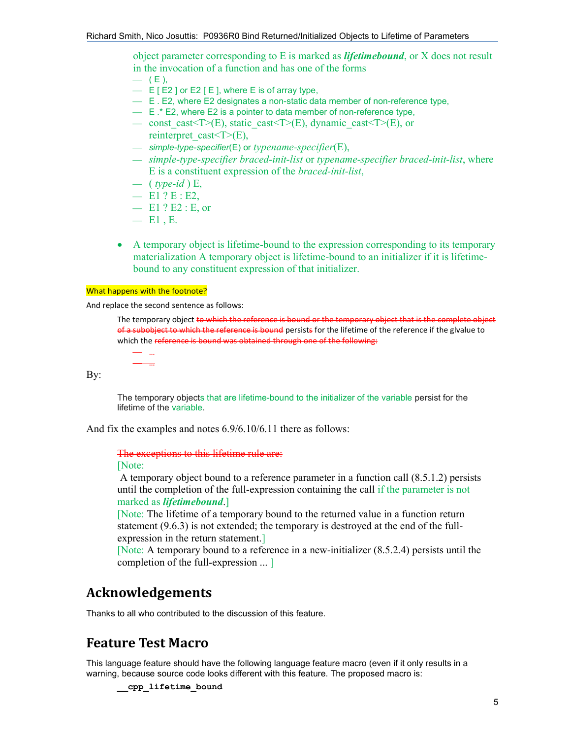object parameter corresponding to E is marked as ***lifetimebound***, or X does not result in the invocation of a function and has one of the forms

- ( E ),
- E [ E2 ] or E2 [ E ], where E is of array type,
- E . E2, where E2 designates a non-static data member of non-reference type,
- E .* E2, where E2 is a pointer to data member of non-reference type,
- const_cast<T>(E), static_cast<T>(E), dynamic_cast<T>(E), or reinterpret_cast<T>(E),
- *simple-type-specifier*(E) or *typename-specifier*(E),
- *simple-type-specifier braced-init-list* or *typename-specifier braced-init-list*, where E is a constituent expression of the *braced-init-list*,
- ( *type-id* ) E,
- E1 ? E : E2,
- E1 ? E2 : E, or
- E1 , E.

- A temporary object is lifetime-bound to the expression corresponding to its temporary materialization A temporary object is lifetime-bound to an initializer if it is lifetime-bound to any constituent expression of that initializer.

What happens with the footnote?

And replace the second sentence as follows:

> The temporary object ~~to which the reference is bound or the temporary object that is the complete object of a subobject to which the reference is bound~~ persist~~s~~ for the lifetime of the reference if the glvalue to which the ~~reference is bound was obtained through one of the following:~~
>
> ~~— ...~~
>
> ~~— ...~~

By:

> The temporary objects that are lifetime-bound to the initializer of the variable persist for the lifetime of the variable.

And fix the examples and notes 6.9/6.10/6.11 there as follows:

> ~~The exceptions to this lifetime rule are:~~
>
> [Note:
> A temporary object bound to a reference parameter in a function call (8.5.1.2) persists until the completion of the full-expression containing the call if the parameter is not marked as ***lifetimebound***.]
>
> [Note: The lifetime of a temporary bound to the returned value in a function return statement (9.6.3) is not extended; the temporary is destroyed at the end of the full-expression in the return statement.]
>
> [Note: A temporary bound to a reference in a new-initializer (8.5.2.4) persists until the completion of the full-expression ... ]

## Acknowledgements

Thanks to all who contributed to the discussion of this feature.

## Feature Test Macro

This language feature should have the following language feature macro (even if it only results in a warning, because source code looks different with this feature. The proposed macro is:

```
__cpp_lifetime_bound
```